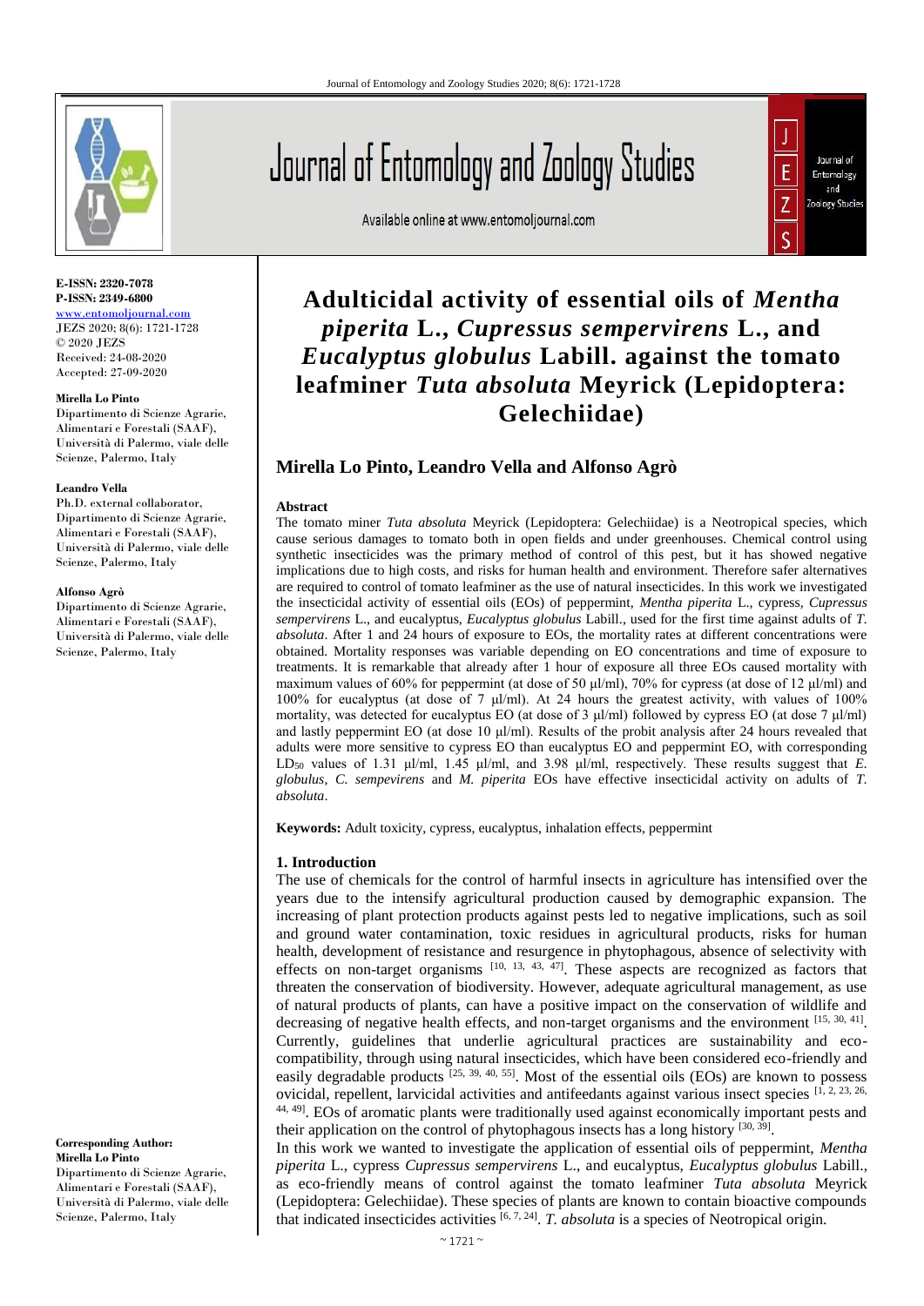# Adulticidal activity of essential oils of *Mentha piperita* L., *Cupressus sempervirens* L., and *Eucalyptus globulus* Labill. against the tomato leafminer *Tuta absoluta* Meyrick (Lepidoptera: Gelechiidae)

## Mirella Lo Pinto, Leandro Vella and Alfonso Agrò

**E-ISSN: 2320-7078**
**P-ISSN: 2349-6800**
www.entomoljournal.com
JEZS 2020; 8(6): 1721-1728
© 2020 JEZS
Received: 24-08-2020
Accepted: 27-09-2020

**Mirella Lo Pinto**
Dipartimento di Scienze Agrarie, Alimentari e Forestali (SAAF), Università di Palermo, viale delle Scienze, Palermo, Italy

**Leandro Vella**
Ph.D. external collaborator, Dipartimento di Scienze Agrarie, Alimentari e Forestali (SAAF), Università di Palermo, viale delle Scienze, Palermo, Italy

**Alfonso Agrò**
Dipartimento di Scienze Agrarie, Alimentari e Forestali (SAAF), Università di Palermo, viale delle Scienze, Palermo, Italy

**Corresponding Author:**
**Mirella Lo Pinto**
Dipartimento di Scienze Agrarie, Alimentari e Forestali (SAAF), Università di Palermo, viale delle Scienze, Palermo, Italy

### Abstract

The tomato miner *Tuta absoluta* Meyrick (Lepidoptera: Gelechiidae) is a Neotropical species, which cause serious damages to tomato both in open fields and under greenhouses. Chemical control using synthetic insecticides was the primary method of control of this pest, but it has showed negative implications due to high costs, and risks for human health and environment. Therefore safer alternatives are required to control of tomato leafminer as the use of natural insecticides. In this work we investigated the insecticidal activity of essential oils (EOs) of peppermint, *Mentha piperita* L., cypress, *Cupressus sempervirens* L., and eucalyptus, *Eucalyptus globulus* Labill., used for the first time against adults of *T. absoluta*. After 1 and 24 hours of exposure to EOs, the mortality rates at different concentrations were obtained. Mortality responses was variable depending on EO concentrations and time of exposure to treatments. It is remarkable that already after 1 hour of exposure all three EOs caused mortality with maximum values of 60% for peppermint (at dose of 50 µl/ml), 70% for cypress (at dose of 12 µl/ml) and 100% for eucalyptus (at dose of 7 µl/ml). At 24 hours the greatest activity, with values of 100% mortality, was detected for eucalyptus EO (at dose of 3 µl/ml) followed by cypress EO (at dose 7 µl/ml) and lastly peppermint EO (at dose 10 µl/ml). Results of the probit analysis after 24 hours revealed that adults were more sensitive to cypress EO than eucalyptus EO and peppermint EO, with corresponding $LD_{50}$ values of 1.31 µl/ml, 1.45 µl/ml, and 3.98 µl/ml, respectively. These results suggest that *E. globulus*, *C. sempevirens* and *M. piperita* EOs have effective insecticidal activity on adults of *T. absoluta*.

**Keywords:** Adult toxicity, cypress, eucalyptus, inhalation effects, peppermint

### 1. Introduction

The use of chemicals for the control of harmful insects in agriculture has intensified over the years due to the intensify agricultural production caused by demographic expansion. The increasing of plant protection products against pests led to negative implications, such as soil and ground water contamination, toxic residues in agricultural products, risks for human health, development of resistance and resurgence in phytophagous, absence of selectivity with effects on non-target organisms [10, 13, 43, 47]. These aspects are recognized as factors that threaten the conservation of biodiversity. However, adequate agricultural management, as use of natural products of plants, can have a positive impact on the conservation of wildlife and decreasing of negative health effects, and non-target organisms and the environment [15, 30, 41]. Currently, guidelines that underlie agricultural practices are sustainability and eco-compatibility, through using natural insecticides, which have been considered eco-friendly and easily degradable products [25, 39, 40, 55]. Most of the essential oils (EOs) are known to possess ovicidal, repellent, larvicidal activities and antifeedants against various insect species [1, 2, 23, 26, 44, 49]. EOs of aromatic plants were traditionally used against economically important pests and their application on the control of phytophagous insects has a long history [30, 39].

In this work we wanted to investigate the application of essential oils of peppermint, *Mentha piperita* L., cypress *Cupressus sempervirens* L., and eucalyptus, *Eucalyptus globulus* Labill., as eco-friendly means of control against the tomato leafminer *Tuta absoluta* Meyrick (Lepidoptera: Gelechiidae). These species of plants are known to contain bioactive compounds that indicated insecticides activities [6, 7, 24]. *T. absoluta* is a species of Neotropical origin.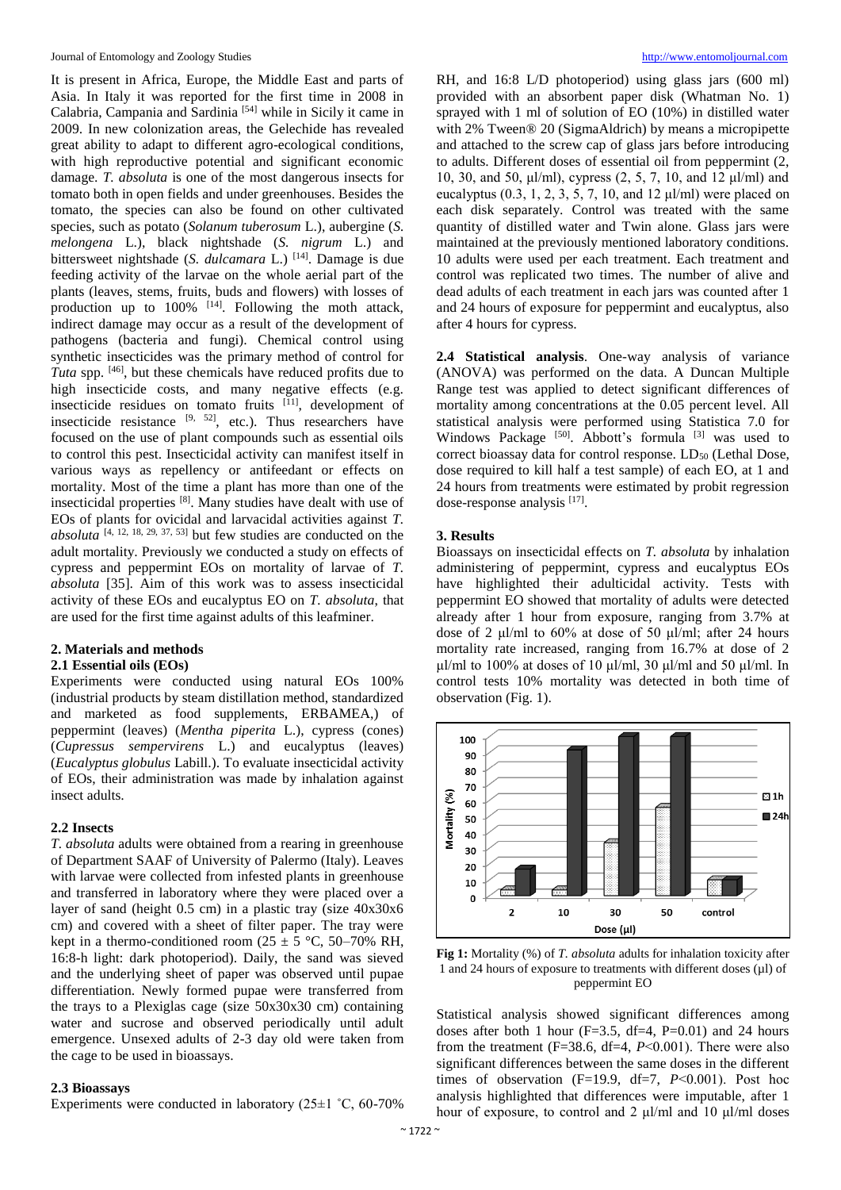It is present in Africa, Europe, the Middle East and parts of Asia. In Italy it was reported for the first time in 2008 in Calabria, Campania and Sardinia [54] while in Sicily it came in 2009. In new colonization areas, the Gelechide has revealed great ability to adapt to different agro-ecological conditions, with high reproductive potential and significant economic damage. *T. absoluta* is one of the most dangerous insects for tomato both in open fields and under greenhouses. Besides the tomato, the species can also be found on other cultivated species, such as potato (*Solanum tuberosum* L.), aubergine (*S. melongena* L.), black nightshade (*S. nigrum* L.) and bittersweet nightshade (*S. dulcamara* L.) [14]. Damage is due feeding activity of the larvae on the whole aerial part of the plants (leaves, stems, fruits, buds and flowers) with losses of production up to 100% [14]. Following the moth attack, indirect damage may occur as a result of the development of pathogens (bacteria and fungi). Chemical control using synthetic insecticides was the primary method of control for *Tuta* spp. [46], but these chemicals have reduced profits due to high insecticide costs, and many negative effects (e.g. insecticide residues on tomato fruits [11], development of insecticide resistance [9, 52], etc.). Thus researchers have focused on the use of plant compounds such as essential oils to control this pest. Insecticidal activity can manifest itself in various ways as repellency or antifeedant or effects on mortality. Most of the time a plant has more than one of the insecticidal properties [8]. Many studies have dealt with use of EOs of plants for ovicidal and larvacidal activities against *T. absoluta* [4, 12, 18, 29, 37, 53] but few studies are conducted on the adult mortality. Previously we conducted a study on effects of cypress and peppermint EOs on mortality of larvae of *T. absoluta* [35]. Aim of this work was to assess insecticidal activity of these EOs and eucalyptus EO on *T. absoluta*, that are used for the first time against adults of this leafminer.

## 2. Materials and methods

### 2.1 Essential oils (EOs)

Experiments were conducted using natural EOs 100% (industrial products by steam distillation method, standardized and marketed as food supplements, ERBAMEA,) of peppermint (leaves) (*Mentha piperita* L.), cypress (cones) (*Cupressus sempervirens* L.) and eucalyptus (leaves) (*Eucalyptus globulus* Labill.). To evaluate insecticidal activity of EOs, their administration was made by inhalation against insect adults.

### 2.2 Insects

*T. absoluta* adults were obtained from a rearing in greenhouse of Department SAAF of University of Palermo (Italy). Leaves with larvae were collected from infested plants in greenhouse and transferred in laboratory where they were placed over a layer of sand (height 0.5 cm) in a plastic tray (size 40x30x6 cm) and covered with a sheet of filter paper. The tray were kept in a thermo-conditioned room (25 ± 5 °C, 50–70% RH, 16:8-h light: dark photoperiod). Daily, the sand was sieved and the underlying sheet of paper was observed until pupae differentiation. Newly formed pupae were transferred from the trays to a Plexiglas cage (size 50x30x30 cm) containing water and sucrose and observed periodically until adult emergence. Unsexed adults of 2-3 day old were taken from the cage to be used in bioassays.

### 2.3 Bioassays

Experiments were conducted in laboratory (25±1 ˚C, 60-70% RH, and 16:8 L/D photoperiod) using glass jars (600 ml) provided with an absorbent paper disk (Whatman No. 1) sprayed with 1 ml of solution of EO (10%) in distilled water with 2% Tween® 20 (SigmaAldrich) by means a micropipette and attached to the screw cap of glass jars before introducing to adults. Different doses of essential oil from peppermint (2, 10, 30, and 50, µl/ml), cypress (2, 5, 7, 10, and 12 µl/ml) and eucalyptus (0.3, 1, 2, 3, 5, 7, 10, and 12 µl/ml) were placed on each disk separately. Control was treated with the same quantity of distilled water and Twin alone. Glass jars were maintained at the previously mentioned laboratory conditions. 10 adults were used per each treatment. Each treatment and control was replicated two times. The number of alive and dead adults of each treatment in each jars was counted after 1 and 24 hours of exposure for peppermint and eucalyptus, also after 4 hours for cypress.

**2.4 Statistical analysis**. One-way analysis of variance (ANOVA) was performed on the data. A Duncan Multiple Range test was applied to detect significant differences of mortality among concentrations at the 0.05 percent level. All statistical analysis were performed using Statistica 7.0 for Windows Package [50]. Abbott's formula [3] was used to correct bioassay data for control response. $LD_{50}$ (Lethal Dose, dose required to kill half a test sample) of each EO, at 1 and 24 hours from treatments were estimated by probit regression dose-response analysis [17].

## 3. Results

Bioassays on insecticidal effects on *T. absoluta* by inhalation administering of peppermint, cypress and eucalyptus EOs have highlighted their adulticidal activity. Tests with peppermint EO showed that mortality of adults were detected already after 1 hour from exposure, ranging from 3.7% at dose of 2 µl/ml to 60% at dose of 50 µl/ml; after 24 hours mortality rate increased, ranging from 16.7% at dose of 2 µl/ml to 100% at doses of 10 µl/ml, 30 µl/ml and 50 µl/ml. In control tests 10% mortality was detected in both time of observation (Fig. 1).

**Fig 1:** Mortality (%) of *T. absoluta* adults for inhalation toxicity after 1 and 24 hours of exposure to treatments with different doses (µl) of peppermint EO

Statistical analysis showed significant differences among doses after both 1 hour ($F=3.5$, $df=4$, $P=0.01$) and 24 hours from the treatment ($F=38.6$, $df=4$, $P<0.001$). There were also significant differences between the same doses in the different times of observation ($F=19.9$, $df=7$, $P<0.001$). Post hoc analysis highlighted that differences were imputable, after 1 hour of exposure, to control and 2 µl/ml and 10 µl/ml doses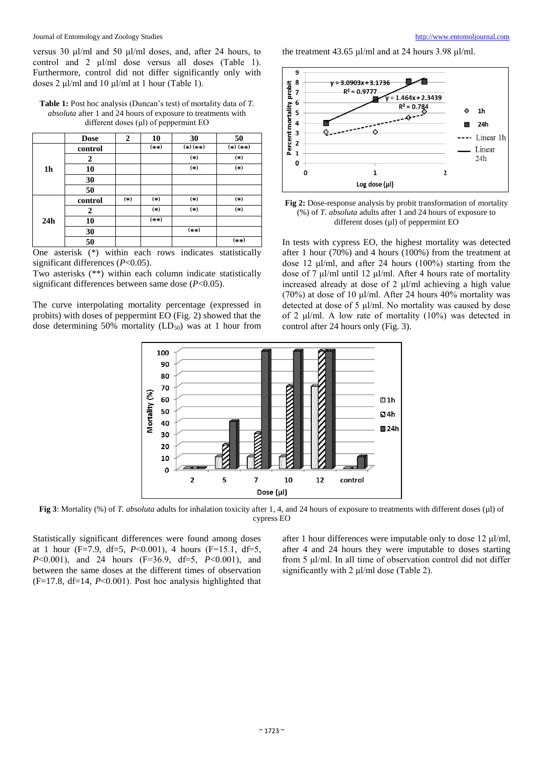versus 30 µl/ml and 50 µl/ml doses, and, after 24 hours, to control and 2 µl/ml dose versus all doses (Table 1). Furthermore, control did not differ significantly only with doses 2 µl/ml and 10 µl/ml at 1 hour (Table 1).

**Table 1:** Post hoc analysis (Duncan's test) of mortality data of *T. absoluta* after 1 and 24 hours of exposure to treatments with different doses (µl) of peppermint EO

| | Dose | 2 | 10 | 30 | 50 |
|---|---|---|---|---|---|
| 1h | control | | (**) | (*) (**) | (*) (**) |
| | 2 | | | (*) | (*) |
| | 10 | | | (*) | (*) |
| | 30 | | | | |
| | 50 | | | | |
| 24h | control | (*) | (*) | (*) | (*) |
| | 2 | | (*) | (*) | (*) |
| | 10 | | (**) | | |
| | 30 | | | (**) | |
| | 50 | | | | (**) |

One asterisk (*) within each rows indicates statistically significant differences ($P<0.05$).
Two asterisks (**) within each column indicate statistically significant differences between same dose ($P<0.05$).

The curve interpolating mortality percentage (expressed in probits) with doses of peppermint EO (Fig. 2) showed that the dose determining 50% mortality ($LD_{50}$) was at 1 hour from the treatment 43.65 µl/ml and at 24 hours 3.98 µl/ml.

**Fig 2:** Dose-response analysis by probit transformation of mortality (%) of *T. absoluta* adults after 1 and 24 hours of exposure to different doses (µl) of peppermint EO

In tests with cypress EO, the highest mortality was detected after 1 hour (70%) and 4 hours (100%) from the treatment at dose 12 µl/ml, and after 24 hours (100%) starting from the dose of 7 µl/ml until 12 µl/ml. After 4 hours rate of mortality increased already at dose of 2 µl/ml achieving a high value (70%) at dose of 10 µl/ml. After 24 hours 40% mortality was detected at dose of 5 µl/ml. No mortality was caused by dose of 2 µl/ml. A low rate of mortality (10%) was detected in control after 24 hours only (Fig. 3).

**Fig 3**: Mortality (%) of *T. absoluta* adults for inhalation toxicity after 1, 4, and 24 hours of exposure to treatments with different doses (µl) of cypress EO

Statistically significant differences were found among doses at 1 hour ($F=7.9$, $df=5$, $P<0.001$), 4 hours ($F=15.1$, $df=5$, $P<0.001$), and 24 hours ($F=36.9$, $df=5$, $P<0.001$), and between the same doses at the different times of observation ($F=17.8$, $df=14$, $P<0.001$). Post hoc analysis highlighted that after 1 hour differences were imputable only to dose 12 µl/ml, after 4 and 24 hours they were imputable to doses starting from 5 µl/ml. In all time of observation control did not differ significantly with 2 µl/ml dose (Table 2).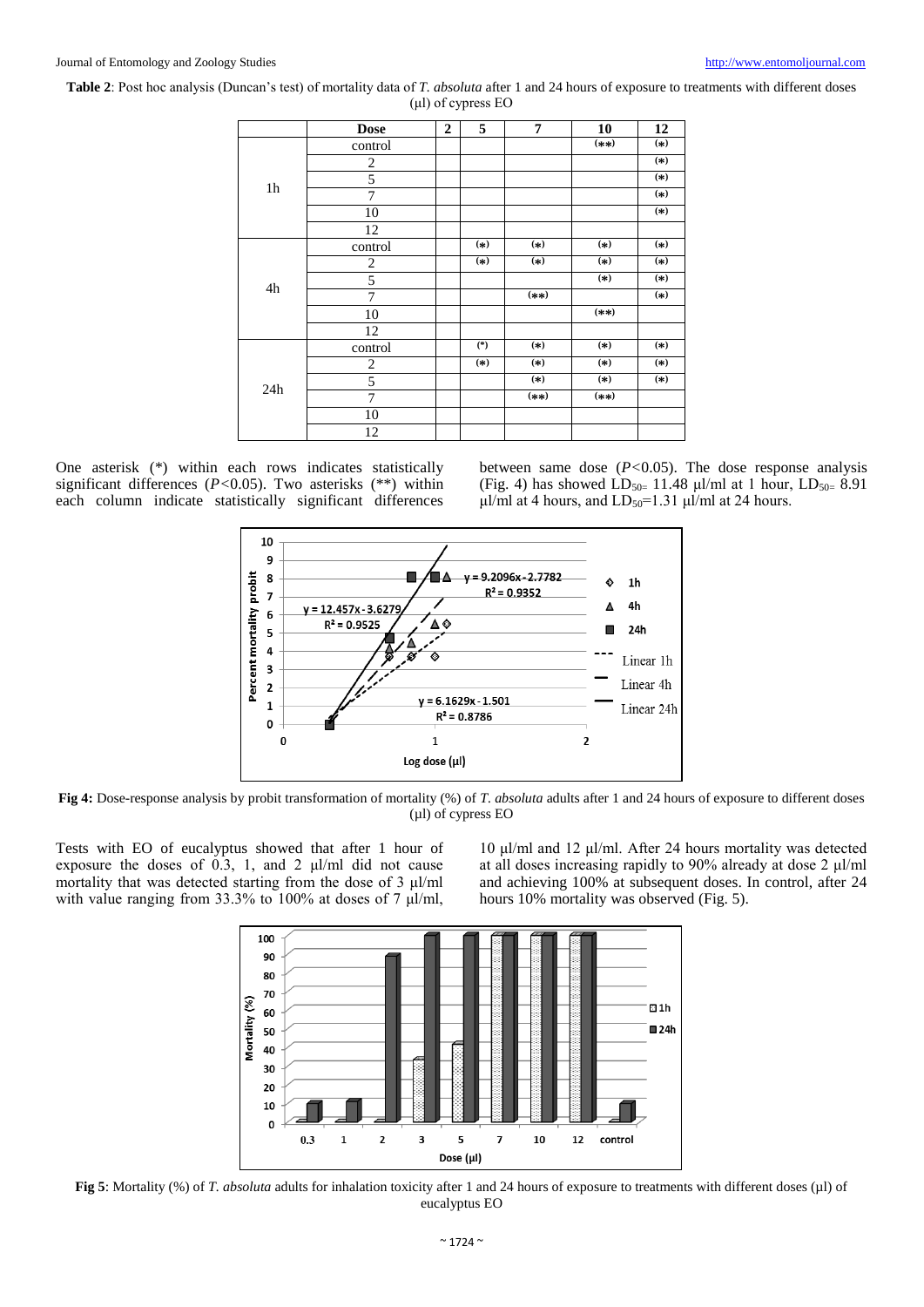**Table 2**: Post hoc analysis (Duncan's test) of mortality data of *T. absoluta* after 1 and 24 hours of exposure to treatments with different doses (µl) of cypress EO

| | Dose | 2 | 5 | 7 | 10 | 12 |
|---|---|---|---|---|---|---|
| 1h | control | | | | (**) | (*) |
| | 2 | | | | | (*) |
| | 5 | | | | | (*) |
| | 7 | | | | | (*) |
| | 10 | | | | | (*) |
| | 12 | | | | | |
| 4h | control | | (*) | (*) | (*) | (*) |
| | 2 | | (*) | (*) | (*) | (*) |
| | 5 | | | | (*) | (*) |
| | 7 | | | (**) | | (*) |
| | 10 | | | | (**) | |
| | 12 | | | | | |
| 24h | control | | (*) | (*) | (*) | (*) |
| | 2 | | (*) | (*) | (*) | (*) |
| | 5 | | | (*) | (*) | (*) |
| | 7 | | | (**) | (**) | |
| | 10 | | | | | |
| | 12 | | | | | |

One asterisk (*) within each rows indicates statistically significant differences ($P<0.05$). Two asterisks (**) within each column indicate statistically significant differences between same dose ($P<0.05$). The dose response analysis (Fig. 4) has showed $LD_{50}$= 11.48 µl/ml at 1 hour, $LD_{50}$= 8.91 µl/ml at 4 hours, and $LD_{50}$=1.31 µl/ml at 24 hours.

**Fig 4:** Dose-response analysis by probit transformation of mortality (%) of *T. absoluta* adults after 1 and 24 hours of exposure to different doses (µl) of cypress EO

Tests with EO of eucalyptus showed that after 1 hour of exposure the doses of 0.3, 1, and 2 µl/ml did not cause mortality that was detected starting from the dose of 3 µl/ml with value ranging from 33.3% to 100% at doses of 7 µl/ml, 10 µl/ml and 12 µl/ml. After 24 hours mortality was detected at all doses increasing rapidly to 90% already at dose 2 µl/ml and achieving 100% at subsequent doses. In control, after 24 hours 10% mortality was observed (Fig. 5).

**Fig 5**: Mortality (%) of *T. absoluta* adults for inhalation toxicity after 1 and 24 hours of exposure to treatments with different doses (µl) of eucalyptus EO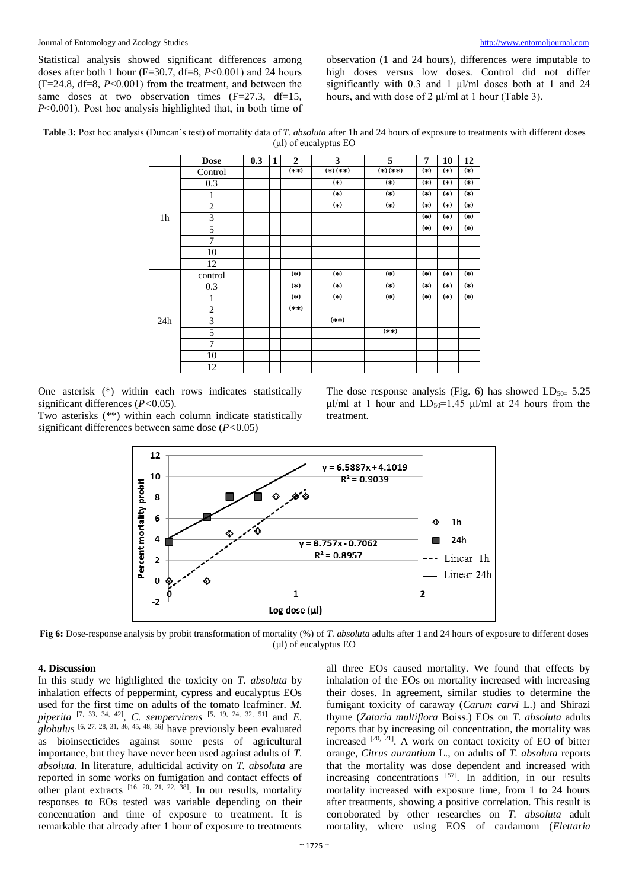Statistical analysis showed significant differences among doses after both 1 hour (F=30.7, df=8, $P$<0.001) and 24 hours (F=24.8, df=8, $P$<0.001) from the treatment, and between the same doses at two observation times (F=27.3, df=15, $P$<0.001). Post hoc analysis highlighted that, in both time of observation (1 and 24 hours), differences were imputable to high doses versus low doses. Control did not differ significantly with 0.3 and 1 µl/ml doses both at 1 and 24 hours, and with dose of 2 µl/ml at 1 hour (Table 3).

**Table 3:** Post hoc analysis (Duncan's test) of mortality data of *T. absoluta* after 1h and 24 hours of exposure to treatments with different doses (µl) of eucalyptus EO

| | Dose | 0.3 | 1 | 2 | 3 | 5 | 7 | 10 | 12 |
|---|---|---|---|---|---|---|---|---|---|
| 1h | Control | | | (**) | (*) (**) | (*) (**) | (*) | (*) | (*) |
| | 0.3 | | | | (*) | (*) | (*) | (*) | (*) |
| | 1 | | | | (*) | (*) | (*) | (*) | (*) |
| | 2 | | | | (*) | (*) | (*) | (*) | (*) |
| | 3 | | | | | | (*) | (*) | (*) |
| | 5 | | | | | | (*) | (*) | (*) |
| | 7 | | | | | | | | |
| | 10 | | | | | | | | |
| | 12 | | | | | | | | |
| 24h | control | | | (*) | (*) | (*) | (*) | (*) | (*) |
| | 0.3 | | | (*) | (*) | (*) | (*) | (*) | (*) |
| | 1 | | | (*) | (*) | (*) | (*) | (*) | (*) |
| | 2 | | | (**) | | | | | |
| | 3 | | | | (**) | | | | |
| | 5 | | | | | (**) | | | |
| | 7 | | | | | | | | |
| | 10 | | | | | | | | |
| | 12 | | | | | | | | |

One asterisk (*) within each rows indicates statistically significant differences ($P$<0.05).

Two asterisks (**) within each column indicate statistically significant differences between same dose ($P$<0.05)

The dose response analysis (Fig. 6) has showed $LD_{50}$= 5.25 µl/ml at 1 hour and $LD_{50}$=1.45 µl/ml at 24 hours from the treatment.

**Fig 6:** Dose-response analysis by probit transformation of mortality (%) of *T. absoluta* adults after 1 and 24 hours of exposure to different doses (µl) of eucalyptus EO

## 4. Discussion

In this study we highlighted the toxicity on *T. absoluta* by inhalation effects of peppermint, cypress and eucalyptus EOs used for the first time on adults of the tomato leafminer. *M. piperita* [7, 33, 34, 42], *C. sempervirens* [5, 19, 24, 32, 51] and *E. globulus* [6, 27, 28, 31, 36, 45, 48, 56] have previously been evaluated as bioinsecticides against some pests of agricultural importance, but they have never been used against adults of *T. absoluta*. In literature, adulticidal activity on *T. absoluta* are reported in some works on fumigation and contact effects of other plant extracts [16, 20, 21, 22, 38]. In our results, mortality responses to EOs tested was variable depending on their concentration and time of exposure to treatment. It is remarkable that already after 1 hour of exposure to treatments all three EOs caused mortality. We found that effects by inhalation of the EOs on mortality increased with increasing their doses. In agreement, similar studies to determine the fumigant toxicity of caraway (*Carum carvi* L.) and Shirazi thyme (*Zataria multiflora* Boiss.) EOs on *T. absoluta* adults reports that by increasing oil concentration, the mortality was increased [20, 21]. A work on contact toxicity of EO of bitter orange, *Citrus aurantium* L., on adults of *T. absoluta* reports that the mortality was dose dependent and increased with increasing concentrations [57]. In addition, in our results mortality increased with exposure time, from 1 to 24 hours after treatments, showing a positive correlation. This result is corroborated by other researches on *T. absoluta* adult mortality, where using EOS of cardamom (*Elettaria*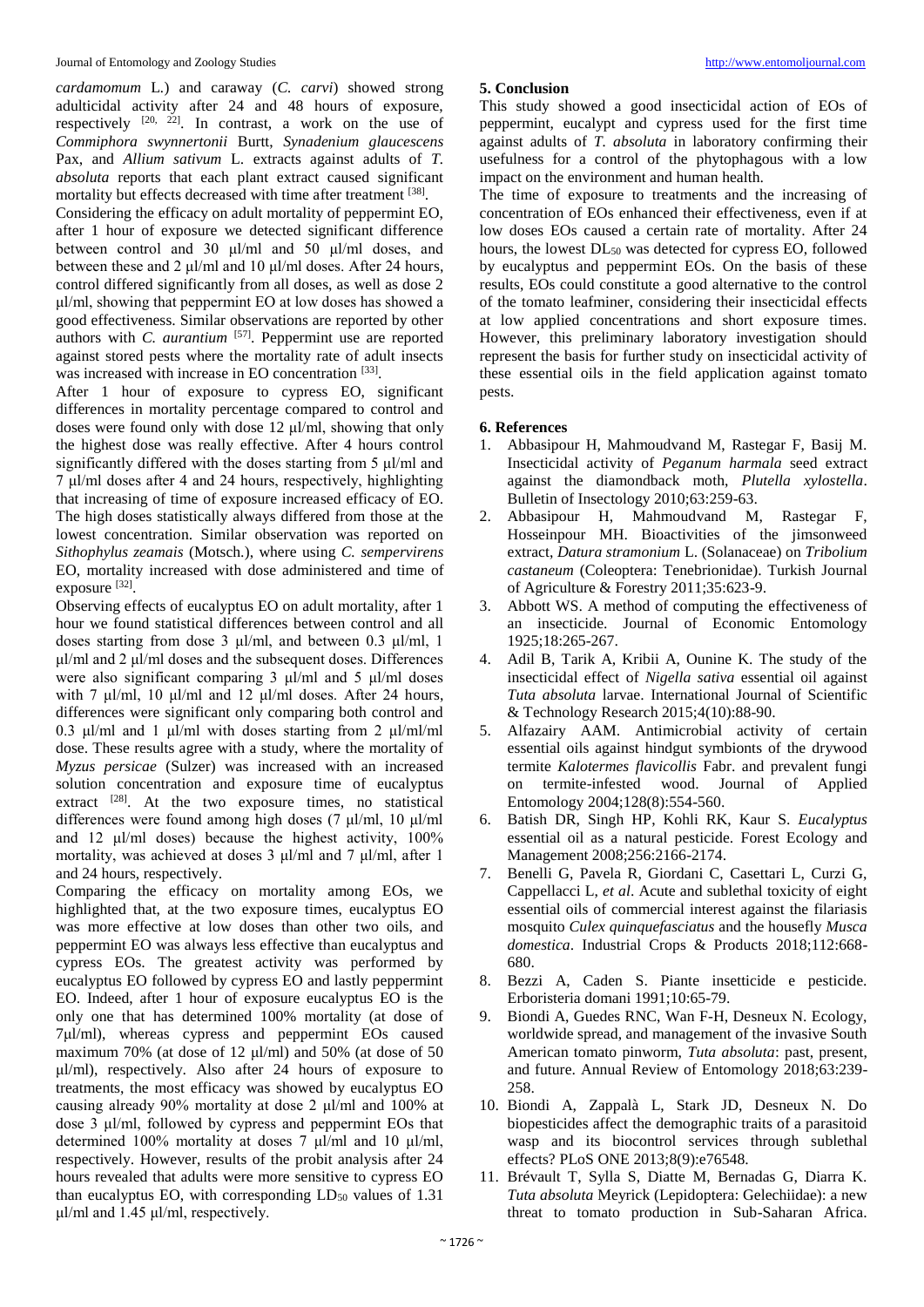*cardamomum* L.) and caraway (*C. carvi*) showed strong adulticidal activity after 24 and 48 hours of exposure, respectively [20, 22]. In contrast, a work on the use of *Commiphora swynnertonii* Burtt, *Synadenium glaucescens* Pax, and *Allium sativum* L. extracts against adults of *T. absoluta* reports that each plant extract caused significant mortality but effects decreased with time after treatment [38].

Considering the efficacy on adult mortality of peppermint EO, after 1 hour of exposure we detected significant difference between control and 30 µl/ml and 50 µl/ml doses, and between these and 2 µl/ml and 10 µl/ml doses. After 24 hours, control differed significantly from all doses, as well as dose 2 µl/ml, showing that peppermint EO at low doses has showed a good effectiveness. Similar observations are reported by other authors with *C. aurantium* [57]. Peppermint use are reported against stored pests where the mortality rate of adult insects was increased with increase in EO concentration [33].

After 1 hour of exposure to cypress EO, significant differences in mortality percentage compared to control and doses were found only with dose 12 µl/ml, showing that only the highest dose was really effective. After 4 hours control significantly differed with the doses starting from 5 µl/ml and 7 µl/ml doses after 4 and 24 hours, respectively, highlighting that increasing of time of exposure increased efficacy of EO. The high doses statistically always differed from those at the lowest concentration. Similar observation was reported on *Sithophylus zeamais* (Motsch.), where using *C. sempervirens* EO, mortality increased with dose administered and time of exposure [32].

Observing effects of eucalyptus EO on adult mortality, after 1 hour we found statistical differences between control and all doses starting from dose 3 µl/ml, and between 0.3 µl/ml, 1 µl/ml and 2 µl/ml doses and the subsequent doses. Differences were also significant comparing 3 µl/ml and 5 µl/ml doses with 7 µl/ml, 10 µl/ml and 12 µl/ml doses. After 24 hours, differences were significant only comparing both control and 0.3 µl/ml and 1 µl/ml with doses starting from 2 µl/ml/ml dose. These results agree with a study, where the mortality of *Myzus persicae* (Sulzer) was increased with an increased solution concentration and exposure time of eucalyptus extract [28]. At the two exposure times, no statistical differences were found among high doses (7 µl/ml, 10 µl/ml and 12 µl/ml doses) because the highest activity, 100% mortality, was achieved at doses 3 µl/ml and 7 µl/ml, after 1 and 24 hours, respectively.

Comparing the efficacy on mortality among EOs, we highlighted that, at the two exposure times, eucalyptus EO was more effective at low doses than other two oils, and peppermint EO was always less effective than eucalyptus and cypress EOs. The greatest activity was performed by eucalyptus EO followed by cypress EO and lastly peppermint EO. Indeed, after 1 hour of exposure eucalyptus EO is the only one that has determined 100% mortality (at dose of 7µl/ml), whereas cypress and peppermint EOs caused maximum 70% (at dose of 12 µl/ml) and 50% (at dose of 50 µl/ml), respectively. Also after 24 hours of exposure to treatments, the most efficacy was showed by eucalyptus EO causing already 90% mortality at dose 2 µl/ml and 100% at dose 3 µl/ml, followed by cypress and peppermint EOs that determined 100% mortality at doses 7 µl/ml and 10 µl/ml, respectively. However, results of the probit analysis after 24 hours revealed that adults were more sensitive to cypress EO than eucalyptus EO, with corresponding $LD_{50}$ values of 1.31 µl/ml and 1.45 µl/ml, respectively.

## 5. Conclusion

This study showed a good insecticidal action of EOs of peppermint, eucalypt and cypress used for the first time against adults of *T. absoluta* in laboratory confirming their usefulness for a control of the phytophagous with a low impact on the environment and human health.

The time of exposure to treatments and the increasing of concentration of EOs enhanced their effectiveness, even if at low doses EOs caused a certain rate of mortality. After 24 hours, the lowest $DL_{50}$ was detected for cypress EO, followed by eucalyptus and peppermint EOs. On the basis of these results, EOs could constitute a good alternative to the control of the tomato leafminer, considering their insecticidal effects at low applied concentrations and short exposure times. However, this preliminary laboratory investigation should represent the basis for further study on insecticidal activity of these essential oils in the field application against tomato pests.

## 6. References

1. Abbasipour H, Mahmoudvand M, Rastegar F, Basij M. Insecticidal activity of *Peganum harmala* seed extract against the diamondback moth, *Plutella xylostella*. Bulletin of Insectology 2010;63:259-63.
2. Abbasipour H, Mahmoudvand M, Rastegar F, Hosseinpour MH. Bioactivities of the jimsonweed extract, *Datura stramonium* L. (Solanaceae) on *Tribolium castaneum* (Coleoptera: Tenebrionidae). Turkish Journal of Agriculture & Forestry 2011;35:623-9.
3. Abbott WS. A method of computing the effectiveness of an insecticide. Journal of Economic Entomology 1925;18:265-267.
4. Adil B, Tarik A, Kribii A, Ounine K. The study of the insecticidal effect of *Nigella sativa* essential oil against *Tuta absoluta* larvae. International Journal of Scientific & Technology Research 2015;4(10):88-90.
5. Alfazairy AAM. Antimicrobial activity of certain essential oils against hindgut symbionts of the drywood termite *Kalotermes flavicollis* Fabr. and prevalent fungi on termite-infested wood. Journal of Applied Entomology 2004;128(8):554-560.
6. Batish DR, Singh HP, Kohli RK, Kaur S. *Eucalyptus* essential oil as a natural pesticide. Forest Ecology and Management 2008;256:2166-2174.
7. Benelli G, Pavela R, Giordani C, Casettari L, Curzi G, Cappellacci L, *et al*. Acute and sublethal toxicity of eight essential oils of commercial interest against the filariasis mosquito *Culex quinquefasciatus* and the housefly *Musca domestica*. Industrial Crops & Products 2018;112:668-680.
8. Bezzi A, Caden S. Piante insetticide e pesticide. Erboristeria domani 1991;10:65-79.
9. Biondi A, Guedes RNC, Wan F-H, Desneux N. Ecology, worldwide spread, and management of the invasive South American tomato pinworm, *Tuta absoluta*: past, present, and future. Annual Review of Entomology 2018;63:239-258.
10. Biondi A, Zappalà L, Stark JD, Desneux N. Do biopesticides affect the demographic traits of a parasitoid wasp and its biocontrol services through sublethal effects? PLoS ONE 2013;8(9):e76548.
11. Brévault T, Sylla S, Diatte M, Bernadas G, Diarra K. *Tuta absoluta* Meyrick (Lepidoptera: Gelechiidae): a new threat to tomato production in Sub-Saharan Africa.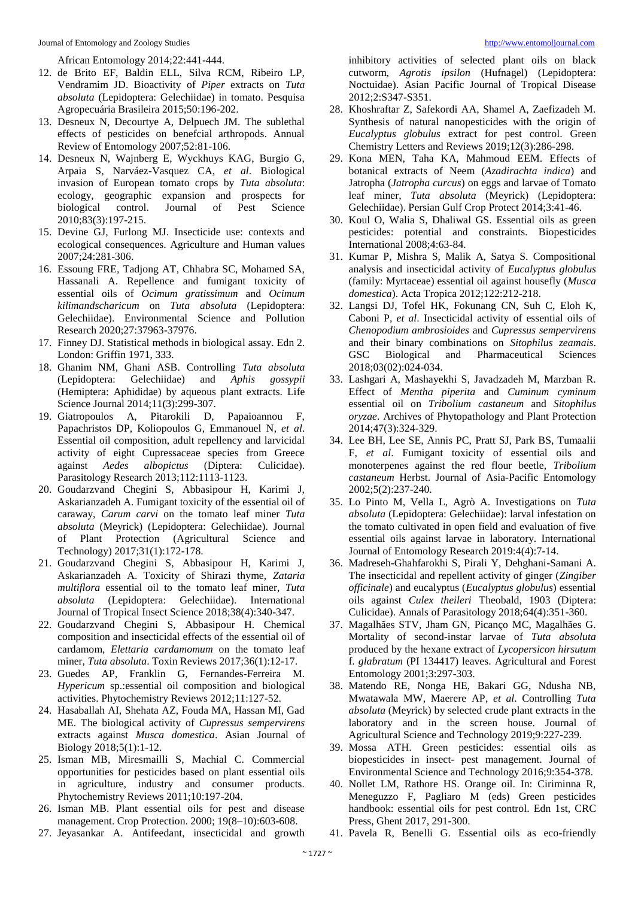African Entomology 2014;22:441-444.

12. de Brito EF, Baldin ELL, Silva RCM, Ribeiro LP, Vendramim JD. Bioactivity of *Piper* extracts on *Tuta absoluta* (Lepidoptera: Gelechiidae) in tomato. Pesquisa Agropecuária Brasileira 2015;50:196-202.
13. Desneux N, Decourtye A, Delpuech JM. The sublethal effects of pesticides on benefcial arthropods. Annual Review of Entomology 2007;52:81-106.
14. Desneux N, Wajnberg E, Wyckhuys KAG, Burgio G, Arpaia S, Narváez-Vasquez CA, *et al*. Biological invasion of European tomato crops by *Tuta absoluta*: ecology, geographic expansion and prospects for biological control. Journal of Pest Science 2010;83(3):197-215.
15. Devine GJ, Furlong MJ. Insecticide use: contexts and ecological consequences. Agriculture and Human values 2007;24:281-306.
16. Essoung FRE, Tadjong AT, Chhabra SC, Mohamed SA, Hassanali A. Repellence and fumigant toxicity of essential oils of *Ocimum gratissimum* and *Ocimum kilimandscharicum* on *Tuta absoluta* (Lepidoptera: Gelechiidae). Environmental Science and Pollution Research 2020;27:37963-37976.
17. Finney DJ. Statistical methods in biological assay. Edn 2. London: Griffin 1971, 333.
18. Ghanim NM, Ghani ASB. Controlling *Tuta absoluta* (Lepidoptera: Gelechiidae) and *Aphis gossypii* (Hemiptera: Aphididae) by aqueous plant extracts. Life Science Journal 2014;11(3):299-307.
19. Giatropoulos A, Pitarokili D, Papaioannou F, Papachristos DP, Koliopoulos G, Emmanouel N, *et al*. Essential oil composition, adult repellency and larvicidal activity of eight Cupressaceae species from Greece against *Aedes albopictus* (Diptera: Culicidae). Parasitology Research 2013;112:1113-1123.
20. Goudarzvand Chegini S, Abbasipour H, Karimi J, Askarianzadeh A. Fumigant toxicity of the essential oil of caraway, *Carum carvi* on the tomato leaf miner *Tuta absoluta* (Meyrick) (Lepidoptera: Gelechiidae). Journal of Plant Protection (Agricultural Science and Technology) 2017;31(1):172-178.
21. Goudarzvand Chegini S, Abbasipour H, Karimi J, Askarianzadeh A. Toxicity of Shirazi thyme, *Zataria multiflora* essential oil to the tomato leaf miner, *Tuta absoluta* (Lepidoptera: Gelechiidae). International Journal of Tropical Insect Science 2018;38(4):340-347.
22. Goudarzvand Chegini S, Abbasipour H. Chemical composition and insecticidal effects of the essential oil of cardamom, *Elettaria cardamomum* on the tomato leaf miner, *Tuta absoluta*. Toxin Reviews 2017;36(1):12-17.
23. Guedes AP, Franklin G, Fernandes-Ferreira M. *Hypericum* sp.:essential oil composition and biological activities. Phytochemistry Reviews 2012;11:127-52.
24. Hasaballah AI, Shehata AZ, Fouda MA, Hassan MI, Gad ME. The biological activity of *Cupressus sempervirens* extracts against *Musca domestica*. Asian Journal of Biology 2018;5(1):1-12.
25. Isman MB, Miresmailli S, Machial C. Commercial opportunities for pesticides based on plant essential oils in agriculture, industry and consumer products. Phytochemistry Reviews 2011;10:197-204.
26. Isman MB. Plant essential oils for pest and disease management. Crop Protection. 2000; 19(8–10):603-608.
27. Jeyasankar A. Antifeedant, insecticidal and growth inhibitory activities of selected plant oils on black cutworm, *Agrotis ipsilon* (Hufnagel) (Lepidoptera: Noctuidae). Asian Pacific Journal of Tropical Disease 2012;2:S347-S351.
28. Khoshraftar Z, Safekordi AA, Shamel A, Zaefizadeh M. Synthesis of natural nanopesticides with the origin of *Eucalyptus globulus* extract for pest control. Green Chemistry Letters and Reviews 2019;12(3):286-298.
29. Kona MEN, Taha KA, Mahmoud EEM. Effects of botanical extracts of Neem (*Azadirachta indica*) and Jatropha (*Jatropha curcus*) on eggs and larvae of Tomato leaf miner, *Tuta absoluta* (Meyrick) (Lepidoptera: Gelechiidae). Persian Gulf Crop Protect 2014;3:41-46.
30. Koul O, Walia S, Dhaliwal GS. Essential oils as green pesticides: potential and constraints. Biopesticides International 2008;4:63-84.
31. Kumar P, Mishra S, Malik A, Satya S. Compositional analysis and insecticidal activity of *Eucalyptus globulus* (family: Myrtaceae) essential oil against housefly (*Musca domestica*). Acta Tropica 2012;122:212-218.
32. Langsi DJ, Tofel HK, Fokunang CN, Suh C, Eloh K, Caboni P, *et al*. Insecticidal activity of essential oils of *Chenopodium ambrosioides* and *Cupressus sempervirens* and their binary combinations on *Sitophilus zeamais*. GSC Biological and Pharmaceutical Sciences 2018;03(02):024-034.
33. Lashgari A, Mashayekhi S, Javadzadeh M, Marzban R. Effect of *Mentha piperita* and *Cuminum cyminum* essential oil on *Tribolium castaneum* and *Sitophilus oryzae*. Archives of Phytopathology and Plant Protection 2014;47(3):324-329.
34. Lee BH, Lee SE, Annis PC, Pratt SJ, Park BS, Tumaalii F, *et al*. Fumigant toxicity of essential oils and monoterpenes against the red flour beetle, *Tribolium castaneum* Herbst. Journal of Asia-Pacific Entomology 2002;5(2):237-240.
35. Lo Pinto M, Vella L, Agrò A. Investigations on *Tuta absoluta* (Lepidoptera: Gelechiidae): larval infestation on the tomato cultivated in open field and evaluation of five essential oils against larvae in laboratory. International Journal of Entomology Research 2019:4(4):7-14.
36. Madreseh-Ghahfarokhi S, Pirali Y, Dehghani-Samani A. The insecticidal and repellent activity of ginger (*Zingiber officinale*) and eucalyptus (*Eucalyptus globulus*) essential oils against *Culex theileri* Theobald, 1903 (Diptera: Culicidae). Annals of Parasitology 2018;64(4):351-360.
37. Magalhães STV, Jham GN, Picanço MC, Magalhães G. Mortality of second-instar larvae of *Tuta absoluta* produced by the hexane extract of *Lycopersicon hirsutum* f. *glabratum* (PI 134417) leaves. Agricultural and Forest Entomology 2001;3:297-303.
38. Matendo RE, Nonga HE, Bakari GG, Ndusha NB, Mwatawala MW, Maerere AP, *et al*. Controlling *Tuta absoluta* (Meyrick) by selected crude plant extracts in the laboratory and in the screen house. Journal of Agricultural Science and Technology 2019;9:227-239.
39. Mossa ATH. Green pesticides: essential oils as biopesticides in insect- pest management. Journal of Environmental Science and Technology 2016;9:354-378.
40. Nollet LM, Rathore HS. Orange oil. In: Ciriminna R, Meneguzzo F, Pagliaro M (eds) Green pesticides handbook: essential oils for pest control. Edn 1st, CRC Press, Ghent 2017, 291-300.
41. Pavela R, Benelli G. Essential oils as eco-friendly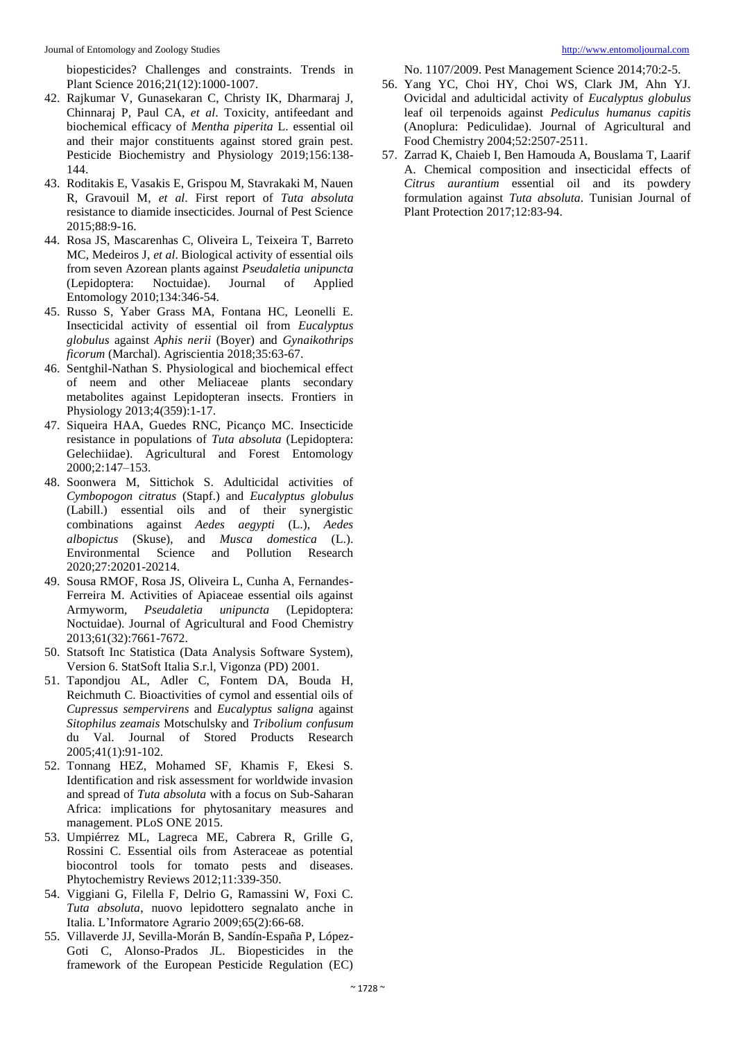biopesticides? Challenges and constraints. Trends in Plant Science 2016;21(12):1000-1007.

42. Rajkumar V, Gunasekaran C, Christy IK, Dharmaraj J, Chinnaraj P, Paul CA, *et al*. Toxicity, antifeedant and biochemical efficacy of *Mentha piperita* L. essential oil and their major constituents against stored grain pest. Pesticide Biochemistry and Physiology 2019;156:138-144.
43. Roditakis E, Vasakis E, Grispou M, Stavrakaki M, Nauen R, Gravouil M, *et al*. First report of *Tuta absoluta* resistance to diamide insecticides. Journal of Pest Science 2015;88:9-16.
44. Rosa JS, Mascarenhas C, Oliveira L, Teixeira T, Barreto MC, Medeiros J, *et al*. Biological activity of essential oils from seven Azorean plants against *Pseudaletia unipuncta* (Lepidoptera: Noctuidae). Journal of Applied Entomology 2010;134:346-54.
45. Russo S, Yaber Grass MA, Fontana HC, Leonelli E. Insecticidal activity of essential oil from *Eucalyptus globulus* against *Aphis nerii* (Boyer) and *Gynaikothrips ficorum* (Marchal). Agriscientia 2018;35:63-67.
46. Sentghil-Nathan S. Physiological and biochemical effect of neem and other Meliaceae plants secondary metabolites against Lepidopteran insects. Frontiers in Physiology 2013;4(359):1-17.
47. Siqueira HAA, Guedes RNC, Picanço MC. Insecticide resistance in populations of *Tuta absoluta* (Lepidoptera: Gelechiidae). Agricultural and Forest Entomology 2000;2:147–153.
48. Soonwera M, Sittichok S. Adulticidal activities of *Cymbopogon citratus* (Stapf.) and *Eucalyptus globulus* (Labill.) essential oils and of their synergistic combinations against *Aedes aegypti* (L.), *Aedes albopictus* (Skuse), and *Musca domestica* (L.). Environmental Science and Pollution Research 2020;27:20201-20214.
49. Sousa RMOF, Rosa JS, Oliveira L, Cunha A, Fernandes-Ferreira M. Activities of Apiaceae essential oils against Armyworm, *Pseudaletia unipuncta* (Lepidoptera: Noctuidae). Journal of Agricultural and Food Chemistry 2013;61(32):7661-7672.
50. Statsoft Inc Statistica (Data Analysis Software System), Version 6. StatSoft Italia S.r.l, Vigonza (PD) 2001.
51. Tapondjou AL, Adler C, Fontem DA, Bouda H, Reichmuth C. Bioactivities of cymol and essential oils of *Cupressus sempervirens* and *Eucalyptus saligna* against *Sitophilus zeamais* Motschulsky and *Tribolium confusum* du Val. Journal of Stored Products Research 2005;41(1):91-102.
52. Tonnang HEZ, Mohamed SF, Khamis F, Ekesi S. Identification and risk assessment for worldwide invasion and spread of *Tuta absoluta* with a focus on Sub-Saharan Africa: implications for phytosanitary measures and management. PLoS ONE 2015.
53. Umpiérrez ML, Lagreca ME, Cabrera R, Grille G, Rossini C. Essential oils from Asteraceae as potential biocontrol tools for tomato pests and diseases. Phytochemistry Reviews 2012;11:339-350.
54. Viggiani G, Filella F, Delrio G, Ramassini W, Foxi C. *Tuta absoluta*, nuovo lepidottero segnalato anche in Italia. L'Informatore Agrario 2009;65(2):66-68.
55. Villaverde JJ, Sevilla-Morán B, Sandín-España P, López-Goti C, Alonso-Prados JL. Biopesticides in the framework of the European Pesticide Regulation (EC) No. 1107/2009. Pest Management Science 2014;70:2-5.
56. Yang YC, Choi HY, Choi WS, Clark JM, Ahn YJ. Ovicidal and adulticidal activity of *Eucalyptus globulus* leaf oil terpenoids against *Pediculus humanus capitis* (Anoplura: Pediculidae). Journal of Agricultural and Food Chemistry 2004;52:2507-2511.
57. Zarrad K, Chaieb I, Ben Hamouda A, Bouslama T, Laarif A. Chemical composition and insecticidal effects of *Citrus aurantium* essential oil and its powdery formulation against *Tuta absoluta*. Tunisian Journal of Plant Protection 2017;12:83-94.